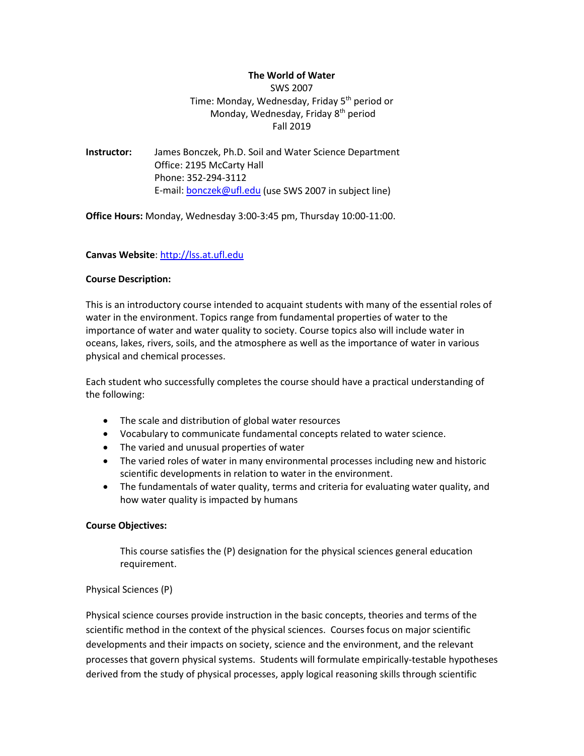# The World of Water

SWS 2007
Time: Monday, Wednesday, Friday 5th period or
Monday, Wednesday, Friday 8th period
Fall 2019

**Instructor:** James Bonczek, Ph.D. Soil and Water Science Department
Office: 2195 McCarty Hall
Phone: 352-294-3112
E-mail: bonczek@ufl.edu (use SWS 2007 in subject line)

**Office Hours:** Monday, Wednesday 3:00-3:45 pm, Thursday 10:00-11:00.

**Canvas Website**: http://lss.at.ufl.edu

**Course Description:**

This is an introductory course intended to acquaint students with many of the essential roles of water in the environment. Topics range from fundamental properties of water to the importance of water and water quality to society. Course topics also will include water in oceans, lakes, rivers, soils, and the atmosphere as well as the importance of water in various physical and chemical processes.

Each student who successfully completes the course should have a practical understanding of the following:

- The scale and distribution of global water resources
- Vocabulary to communicate fundamental concepts related to water science.
- The varied and unusual properties of water
- The varied roles of water in many environmental processes including new and historic scientific developments in relation to water in the environment.
- The fundamentals of water quality, terms and criteria for evaluating water quality, and how water quality is impacted by humans

**Course Objectives:**

This course satisfies the (P) designation for the physical sciences general education requirement.

Physical Sciences (P)

Physical science courses provide instruction in the basic concepts, theories and terms of the scientific method in the context of the physical sciences. Courses focus on major scientific developments and their impacts on society, science and the environment, and the relevant processes that govern physical systems. Students will formulate empirically-testable hypotheses derived from the study of physical processes, apply logical reasoning skills through scientific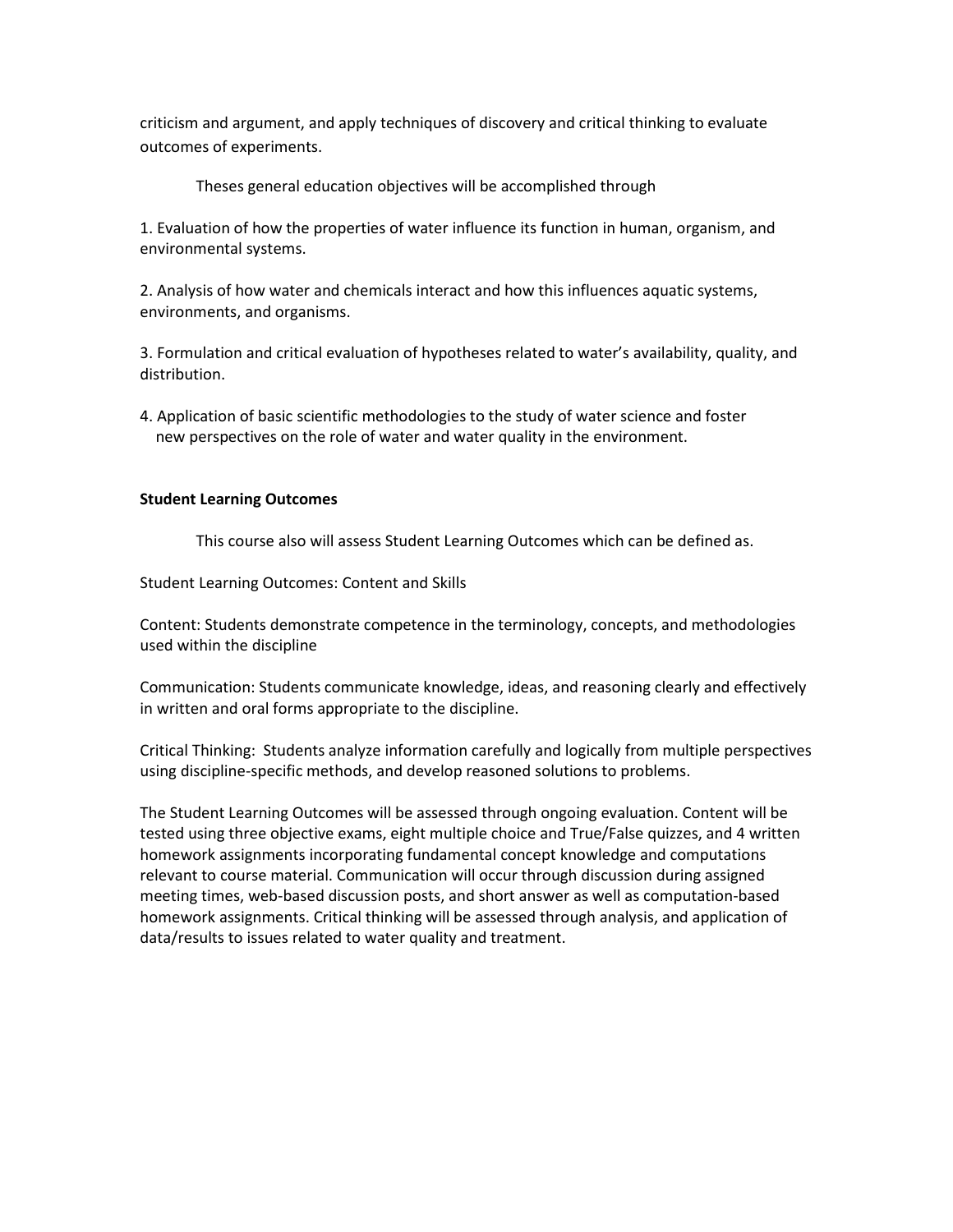criticism and argument, and apply techniques of discovery and critical thinking to evaluate outcomes of experiments.

Theses general education objectives will be accomplished through

1. Evaluation of how the properties of water influence its function in human, organism, and environmental systems.

2. Analysis of how water and chemicals interact and how this influences aquatic systems, environments, and organisms.

3. Formulation and critical evaluation of hypotheses related to water's availability, quality, and distribution.

4. Application of basic scientific methodologies to the study of water science and foster new perspectives on the role of water and water quality in the environment.

**Student Learning Outcomes**

This course also will assess Student Learning Outcomes which can be defined as.

Student Learning Outcomes: Content and Skills

Content: Students demonstrate competence in the terminology, concepts, and methodologies used within the discipline

Communication: Students communicate knowledge, ideas, and reasoning clearly and effectively in written and oral forms appropriate to the discipline.

Critical Thinking: Students analyze information carefully and logically from multiple perspectives using discipline-specific methods, and develop reasoned solutions to problems.

The Student Learning Outcomes will be assessed through ongoing evaluation. Content will be tested using three objective exams, eight multiple choice and True/False quizzes, and 4 written homework assignments incorporating fundamental concept knowledge and computations relevant to course material. Communication will occur through discussion during assigned meeting times, web-based discussion posts, and short answer as well as computation-based homework assignments. Critical thinking will be assessed through analysis, and application of data/results to issues related to water quality and treatment.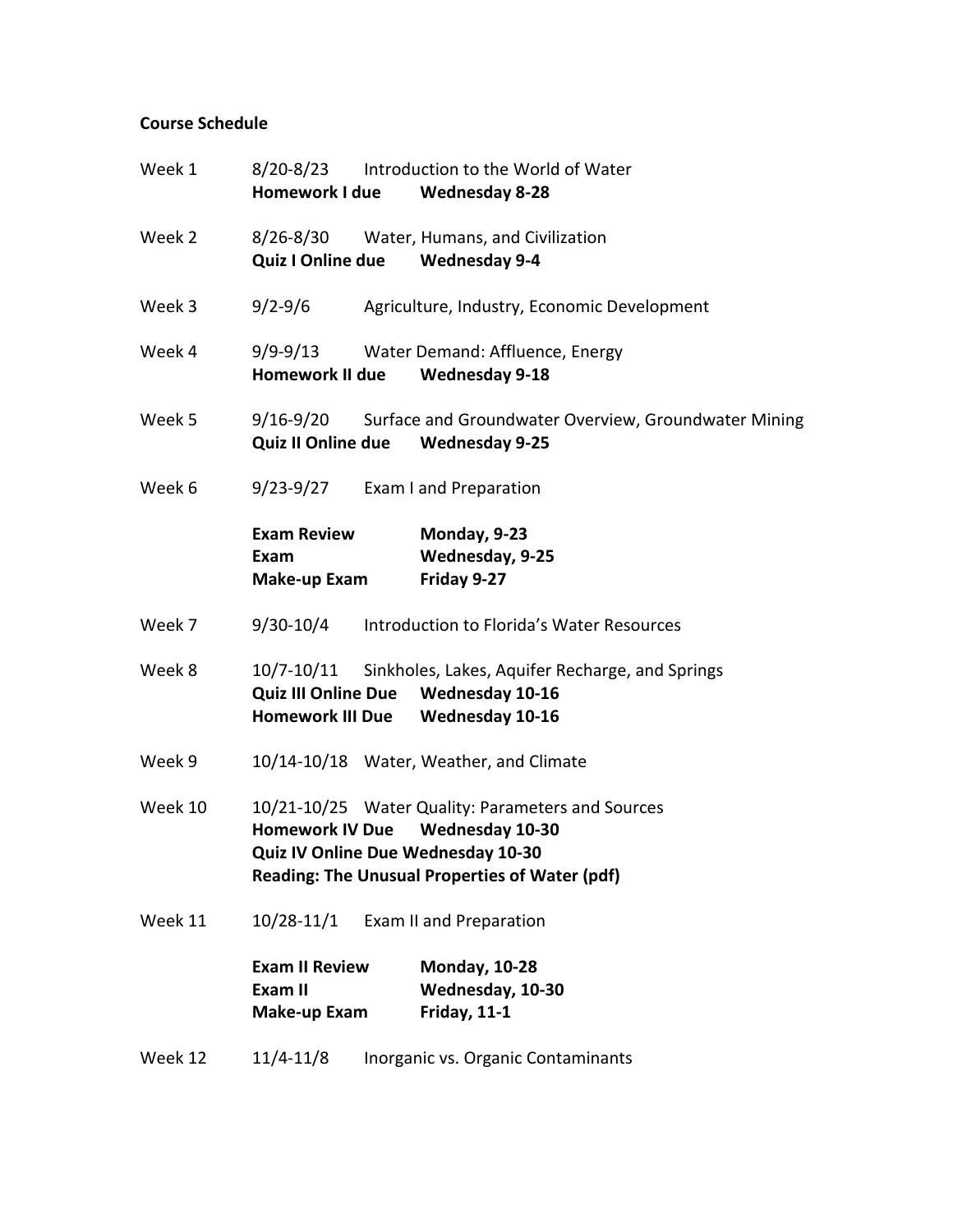**Course Schedule**

| | | |
|---|---|---|
| Week 1 | 8/20-8/23 | Introduction to the World of Water |
| | **Homework I due** | **Wednesday 8-28** |
| Week 2 | 8/26-8/30 | Water, Humans, and Civilization |
| | **Quiz I Online due** | **Wednesday 9-4** |
| Week 3 | 9/2-9/6 | Agriculture, Industry, Economic Development |
| Week 4 | 9/9-9/13 | Water Demand: Affluence, Energy |
| | **Homework II due** | **Wednesday 9-18** |
| Week 5 | 9/16-9/20 | Surface and Groundwater Overview, Groundwater Mining |
| | **Quiz II Online due** | **Wednesday 9-25** |
| Week 6 | 9/23-9/27 | Exam I and Preparation |
| | **Exam Review** | **Monday, 9-23** |
| | **Exam** | **Wednesday, 9-25** |
| | **Make-up Exam** | **Friday 9-27** |
| Week 7 | 9/30-10/4 | Introduction to Florida's Water Resources |
| Week 8 | 10/7-10/11 | Sinkholes, Lakes, Aquifer Recharge, and Springs |
| | **Quiz III Online Due** | **Wednesday 10-16** |
| | **Homework III Due** | **Wednesday 10-16** |
| Week 9 | 10/14-10/18 | Water, Weather, and Climate |
| Week 10 | 10/21-10/25 | Water Quality: Parameters and Sources |
| | **Homework IV Due** | **Wednesday 10-30** |
| | **Quiz IV Online Due Wednesday 10-30** | |
| | **Reading: The Unusual Properties of Water (pdf)** | |
| Week 11 | 10/28-11/1 | Exam II and Preparation |
| | **Exam II Review** | **Monday, 10-28** |
| | **Exam II** | **Wednesday, 10-30** |
| | **Make-up Exam** | **Friday, 11-1** |
| Week 12 | 11/4-11/8 | Inorganic vs. Organic Contaminants |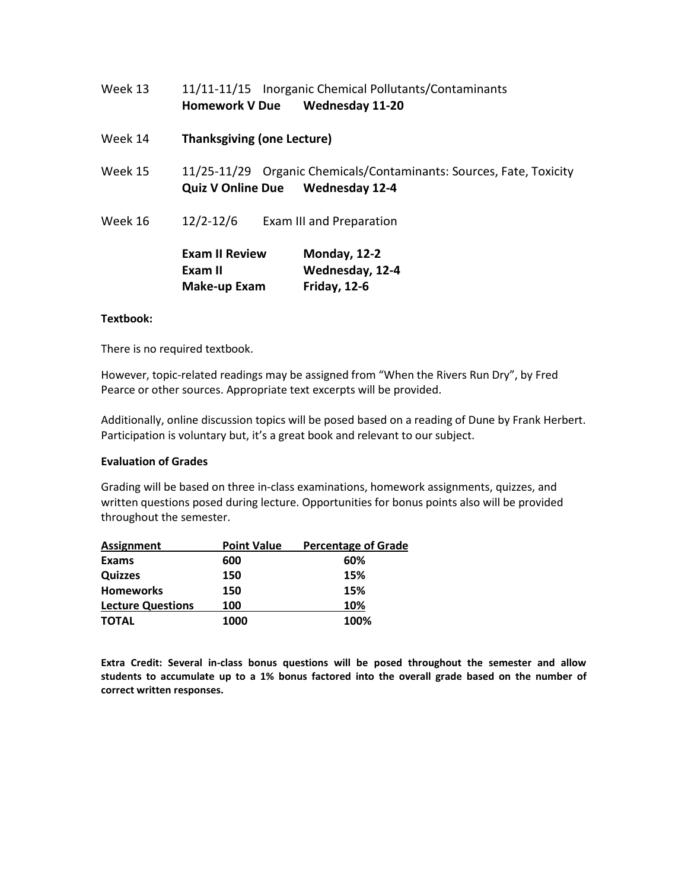Week 13 11/11-11/15 Inorganic Chemical Pollutants/Contaminants
**Homework V Due Wednesday 11-20**

Week 14 **Thanksgiving (one Lecture)**

Week 15 11/25-11/29 Organic Chemicals/Contaminants: Sources, Fate, Toxicity
**Quiz V Online Due Wednesday 12-4**

Week 16 12/2-12/6 Exam III and Preparation

**Exam II Review Monday, 12-2**
**Exam II Wednesday, 12-4**
**Make-up Exam Friday, 12-6**

**Textbook:**

There is no required textbook.

However, topic-related readings may be assigned from "When the Rivers Run Dry", by Fred Pearce or other sources. Appropriate text excerpts will be provided.

Additionally, online discussion topics will be posed based on a reading of Dune by Frank Herbert. Participation is voluntary but, it's a great book and relevant to our subject.

**Evaluation of Grades**

Grading will be based on three in-class examinations, homework assignments, quizzes, and written questions posed during lecture. Opportunities for bonus points also will be provided throughout the semester.

| Assignment | Point Value | Percentage of Grade |
|---|---|---|
| **Exams** | **600** | **60%** |
| **Quizzes** | **150** | **15%** |
| **Homeworks** | **150** | **15%** |
| **Lecture Questions** | **100** | **10%** |
| **TOTAL** | **1000** | **100%** |

**Extra Credit: Several in-class bonus questions will be posed throughout the semester and allow students to accumulate up to a 1% bonus factored into the overall grade based on the number of correct written responses.**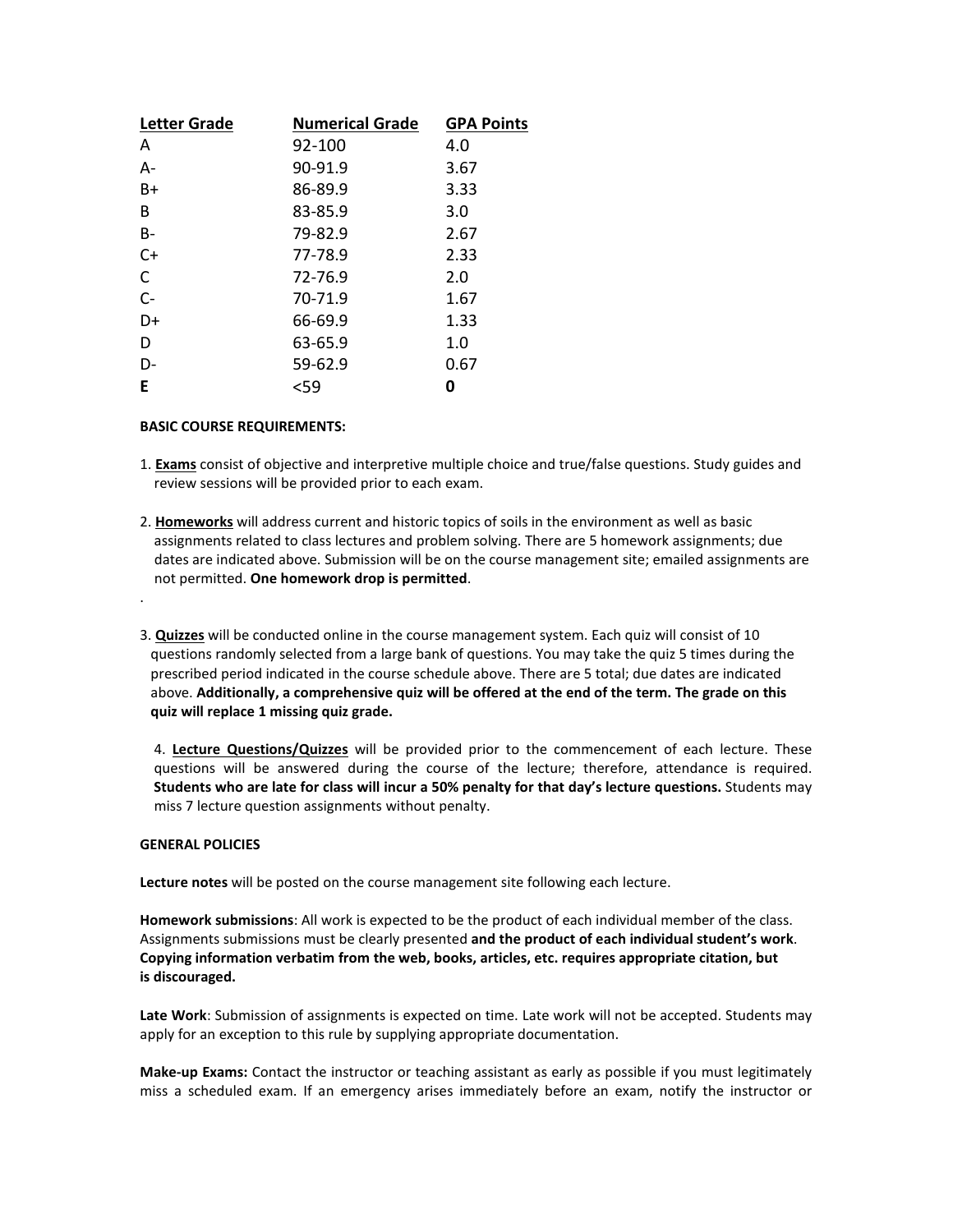| Letter Grade | Numerical Grade | GPA Points |
| --- | --- | --- |
| A | 92-100 | 4.0 |
| A- | 90-91.9 | 3.67 |
| B+ | 86-89.9 | 3.33 |
| B | 83-85.9 | 3.0 |
| B- | 79-82.9 | 2.67 |
| C+ | 77-78.9 | 2.33 |
| C | 72-76.9 | 2.0 |
| C- | 70-71.9 | 1.67 |
| D+ | 66-69.9 | 1.33 |
| D | 63-65.9 | 1.0 |
| D- | 59-62.9 | 0.67 |
| **E** | <59 | **0** |

**BASIC COURSE REQUIREMENTS:**

1. **Exams** consist of objective and interpretive multiple choice and true/false questions. Study guides and review sessions will be provided prior to each exam.

2. **Homeworks** will address current and historic topics of soils in the environment as well as basic assignments related to class lectures and problem solving. There are 5 homework assignments; due dates are indicated above. Submission will be on the course management site; emailed assignments are not permitted. **One homework drop is permitted**.

.

3. **Quizzes** will be conducted online in the course management system. Each quiz will consist of 10 questions randomly selected from a large bank of questions. You may take the quiz 5 times during the prescribed period indicated in the course schedule above. There are 5 total; due dates are indicated above. **Additionally, a comprehensive quiz will be offered at the end of the term. The grade on this quiz will replace 1 missing quiz grade.**

4. **Lecture Questions/Quizzes** will be provided prior to the commencement of each lecture. These questions will be answered during the course of the lecture; therefore, attendance is required. **Students who are late for class will incur a 50% penalty for that day's lecture questions.** Students may miss 7 lecture question assignments without penalty.

**GENERAL POLICIES**

**Lecture notes** will be posted on the course management site following each lecture.

**Homework submissions**: All work is expected to be the product of each individual member of the class. Assignments submissions must be clearly presented **and the product of each individual student's work**. **Copying information verbatim from the web, books, articles, etc. requires appropriate citation, but is discouraged.**

**Late Work**: Submission of assignments is expected on time. Late work will not be accepted. Students may apply for an exception to this rule by supplying appropriate documentation.

**Make-up Exams:** Contact the instructor or teaching assistant as early as possible if you must legitimately miss a scheduled exam. If an emergency arises immediately before an exam, notify the instructor or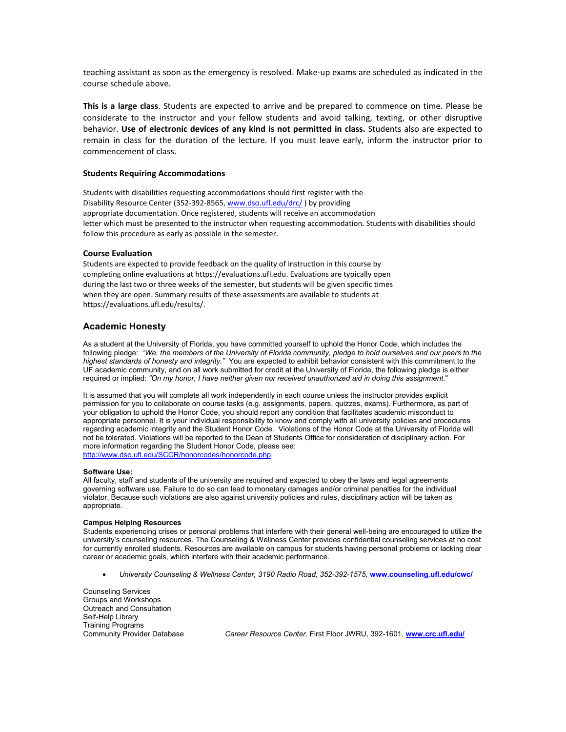teaching assistant as soon as the emergency is resolved. Make-up exams are scheduled as indicated in the course schedule above.

**This is a large class**. Students are expected to arrive and be prepared to commence on time. Please be considerate to the instructor and your fellow students and avoid talking, texting, or other disruptive behavior. **Use of electronic devices of any kind is not permitted in class.** Students also are expected to remain in class for the duration of the lecture. If you must leave early, inform the instructor prior to commencement of class.

### Students Requiring Accommodations

Students with disabilities requesting accommodations should first register with the Disability Resource Center (352-392-8565, [www.dso.ufl.edu/drc/](www.dso.ufl.edu/drc/) ) by providing appropriate documentation. Once registered, students will receive an accommodation letter which must be presented to the instructor when requesting accommodation. Students with disabilities should follow this procedure as early as possible in the semester.

### Course Evaluation

Students are expected to provide feedback on the quality of instruction in this course by completing online evaluations at https://evaluations.ufl.edu. Evaluations are typically open during the last two or three weeks of the semester, but students will be given specific times when they are open. Summary results of these assessments are available to students at https://evaluations.ufl.edu/results/.

## Academic Honesty

As a student at the University of Florida, you have committed yourself to uphold the Honor Code, which includes the following pledge: "*We, the members of the University of Florida community, pledge to hold ourselves and our peers to the highest standards of honesty and integrity."* You are expected to exhibit behavior consistent with this commitment to the UF academic community, and on all work submitted for credit at the University of Florida, the following pledge is either required or implied: *"On my honor, I have neither given nor received unauthorized aid in doing this assignment*."

It is assumed that you will complete all work independently in each course unless the instructor provides explicit permission for you to collaborate on course tasks (e.g. assignments, papers, quizzes, exams). Furthermore, as part of your obligation to uphold the Honor Code, you should report any condition that facilitates academic misconduct to appropriate personnel. It is your individual responsibility to know and comply with all university policies and procedures regarding academic integrity and the Student Honor Code. Violations of the Honor Code at the University of Florida will not be tolerated. Violations will be reported to the Dean of Students Office for consideration of disciplinary action. For more information regarding the Student Honor Code, please see: [http://www.dso.ufl.edu/SCCR/honorcodes/honorcode.php](http://www.dso.ufl.edu/SCCR/honorcodes/honorcode.php).

**Software Use:**
All faculty, staff and students of the university are required and expected to obey the laws and legal agreements governing software use. Failure to do so can lead to monetary damages and/or criminal penalties for the individual violator. Because such violations are also against university policies and rules, disciplinary action will be taken as appropriate.

**Campus Helping Resources**
Students experiencing crises or personal problems that interfere with their general well-being are encouraged to utilize the university's counseling resources. The Counseling & Wellness Center provides confidential counseling services at no cost for currently enrolled students. Resources are available on campus for students having personal problems or lacking clear career or academic goals, which interfere with their academic performance.

- *University Counseling & Wellness Center, 3190 Radio Road, 352-392-1575,* **[www.counseling.ufl.edu/cwc/](www.counseling.ufl.edu/cwc/)**

Counseling Services
Groups and Workshops
Outreach and Consultation
Self-Help Library
Training Programs
Community Provider Database

*Career Resource Center,* First Floor JWRU, 392-1601, **[www.crc.ufl.edu/](www.crc.ufl.edu/)**